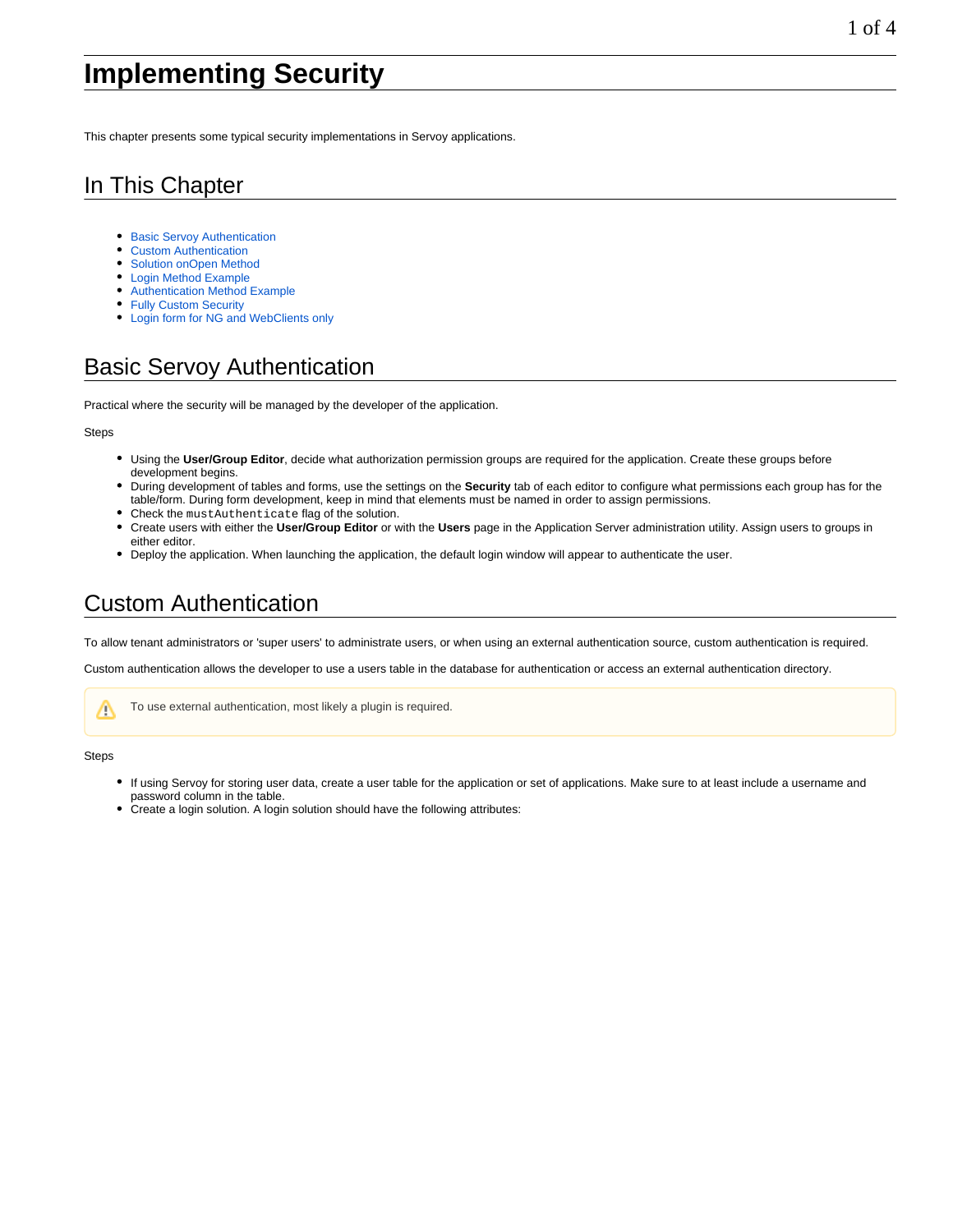# Implementing Security

This chapter presents some typical security implementations in Servoy applications.

## In This Chapter

- Basic Servoy Authentication
- Custom Authentication
- Solution onOpen Method
- Login Method Example
- Authentication Method Example
- Fully Custom Security
- Login form for NG and WebClients only

## Basic Servoy Authentication

Practical where the security will be managed by the developer of the application.

Steps

- Using the **User/Group Editor**, decide what authorization permission groups are required for the application. Create these groups before development begins.
- During development of tables and forms, use the settings on the **Security** tab of each editor to configure what permissions each group has for the table/form. During form development, keep in mind that elements must be named in order to assign permissions.
- Check the `mustAuthenticate` flag of the solution.
- Create users with either the **User/Group Editor** or with the **Users** page in the Application Server administration utility. Assign users to groups in either editor.
- Deploy the application. When launching the application, the default login window will appear to authenticate the user.

## Custom Authentication

To allow tenant administrators or 'super users' to administrate users, or when using an external authentication source, custom authentication is required.

Custom authentication allows the developer to use a users table in the database for authentication or access an external authentication directory.

> ⚠ To use external authentication, most likely a plugin is required.

Steps

- If using Servoy for storing user data, create a user table for the application or set of applications. Make sure to at least include a username and password column in the table.
- Create a login solution. A login solution should have the following attributes: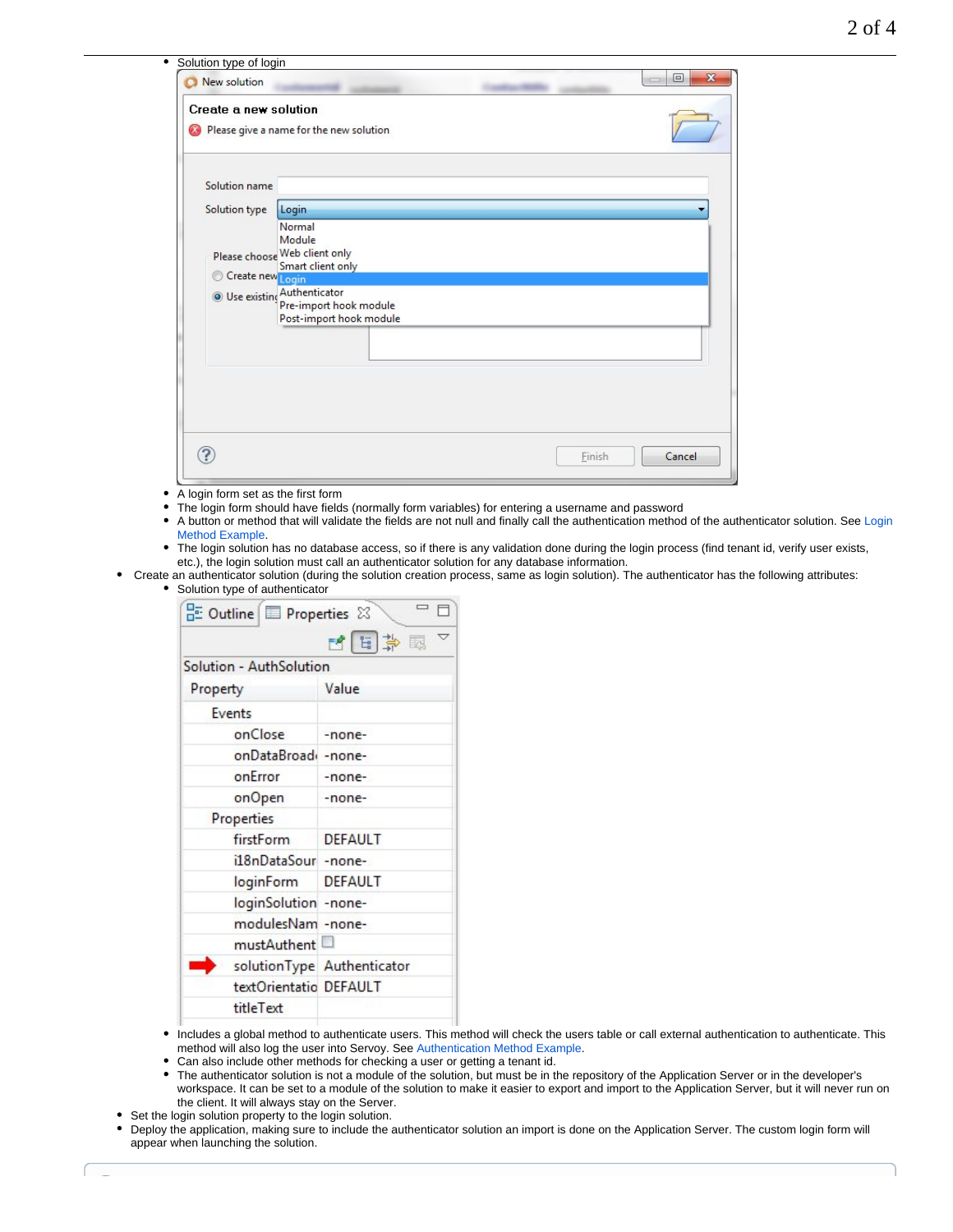- Solution type of login

  - A login form set as the first form
  - The login form should have fields (normally form variables) for entering a username and password
  - A button or method that will validate the fields are not null and finally call the authentication method of the authenticator solution. See Login Method Example.
  - The login solution has no database access, so if there is any validation done during the login process (find tenant id, verify user exists, etc.), the login solution must call an authenticator solution for any database information.
- Create an authenticator solution (during the solution creation process, same as login solution). The authenticator has the following attributes:
  - Solution type of authenticator

  - Includes a global method to authenticate users. This method will check the users table or call external authentication to authenticate. This method will also log the user into Servoy. See Authentication Method Example.
  - Can also include other methods for checking a user or getting a tenant id.
  - The authenticator solution is not a module of the solution, but must be in the repository of the Application Server or in the developer's workspace. It can be set to a module of the solution to make it easier to export and import to the Application Server, but it will never run on the client. It will always stay on the Server.
- Set the login solution property to the login solution.
- Deploy the application, making sure to include the authenticator solution an import is done on the Application Server. The custom login form will appear when launching the solution.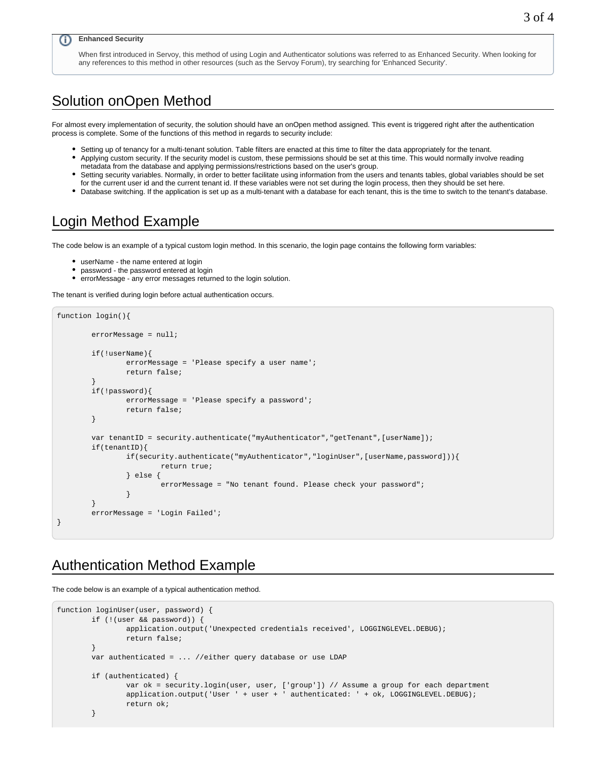> **Enhanced Security**
>
> When first introduced in Servoy, this method of using Login and Authenticator solutions was referred to as Enhanced Security. When looking for any references to this method in other resources (such as the Servoy Forum), try searching for 'Enhanced Security'.

## Solution onOpen Method

For almost every implementation of security, the solution should have an onOpen method assigned. This event is triggered right after the authentication process is complete. Some of the functions of this method in regards to security include:

- Setting up of tenancy for a multi-tenant solution. Table filters are enacted at this time to filter the data appropriately for the tenant.
- Applying custom security. If the security model is custom, these permissions should be set at this time. This would normally involve reading metadata from the database and applying permissions/restrictions based on the user's group.
- Setting security variables. Normally, in order to better facilitate using information from the users and tenants tables, global variables should be set for the current user id and the current tenant id. If these variables were not set during the login process, then they should be set here.
- Database switching. If the application is set up as a multi-tenant with a database for each tenant, this is the time to switch to the tenant's database.

## Login Method Example

The code below is an example of a typical custom login method. In this scenario, the login page contains the following form variables:

- userName - the name entered at login
- password - the password entered at login
- errorMessage - any error messages returned to the login solution.

The tenant is verified during login before actual authentication occurs.

```
function login(){

        errorMessage = null;

        if(!userName){
                errorMessage = 'Please specify a user name';
                return false;
        }
        if(!password){
                errorMessage = 'Please specify a password';
                return false;
        }

        var tenantID = security.authenticate("myAuthenticator","getTenant",[userName]);
        if(tenantID){
                if(security.authenticate("myAuthenticator","loginUser",[userName,password])){
                        return true;
                } else {
                        errorMessage = "No tenant found. Please check your password";
                }
        }
        errorMessage = 'Login Failed';
}
```

## Authentication Method Example

The code below is an example of a typical authentication method.

```
function loginUser(user, password) {
        if (!(user && password)) {
                application.output('Unexpected credentials received', LOGGINGLEVEL.DEBUG);
                return false;
        }
        var authenticated = ... //either query database or use LDAP

        if (authenticated) {
                var ok = security.login(user, user, ['group']) // Assume a group for each department
                application.output('User ' + user + ' authenticated: ' + ok, LOGGINGLEVEL.DEBUG);
                return ok;
        }
```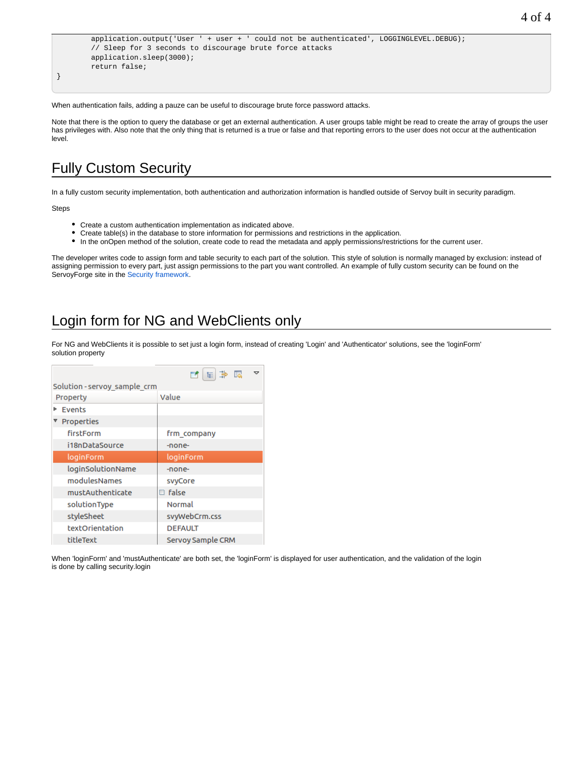```
        application.output('User ' + user + ' could not be authenticated', LOGGINGLEVEL.DEBUG);
        // Sleep for 3 seconds to discourage brute force attacks
        application.sleep(3000);
        return false;
}
```

When authentication fails, adding a pauze can be useful to discourage brute force password attacks.

Note that there is the option to query the database or get an external authentication. A user groups table might be read to create the array of groups the user has privileges with. Also note that the only thing that is returned is a true or false and that reporting errors to the user does not occur at the authentication level.

# Fully Custom Security

In a fully custom security implementation, both authentication and authorization information is handled outside of Servoy built in security paradigm.

Steps

- Create a custom authentication implementation as indicated above.
- Create table(s) in the database to store information for permissions and restrictions in the application.
- In the onOpen method of the solution, create code to read the metadata and apply permissions/restrictions for the current user.

The developer writes code to assign form and table security to each part of the solution. This style of solution is normally managed by exclusion: instead of assigning permission to every part, just assign permissions to the part you want controlled. An example of fully custom security can be found on the ServoyForge site in the Security framework.

# Login form for NG and WebClients only

For NG and WebClients it is possible to set just a login form, instead of creating 'Login' and 'Authenticator' solutions, see the 'loginForm' solution property

Solution - servoy_sample_crm

| Property | Value |
|---|---|
| ▸ Events | |
| ▾ Properties | |
| firstForm | frm_company |
| i18nDataSource | -none- |
| loginForm | loginForm |
| loginSolutionName | -none- |
| modulesNames | svyCore |
| mustAuthenticate | false |
| solutionType | Normal |
| styleSheet | svyWebCrm.css |
| textOrientation | DEFAULT |
| titleText | Servoy Sample CRM |

When 'loginForm' and 'mustAuthenticate' are both set, the 'loginForm' is displayed for user authentication, and the validation of the login is done by calling security.login